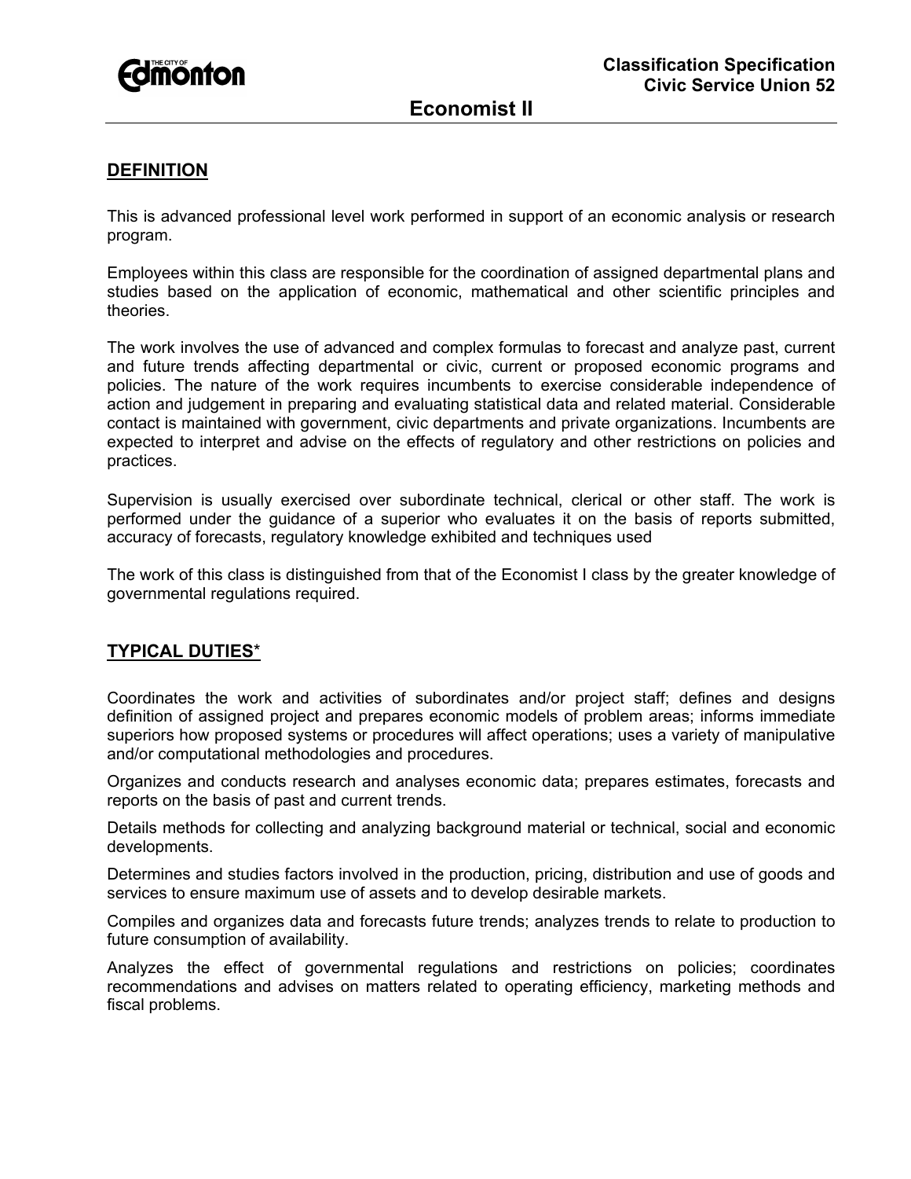Classification Specification
Civic Service Union 52

# Economist II

## DEFINITION

This is advanced professional level work performed in support of an economic analysis or research program.

Employees within this class are responsible for the coordination of assigned departmental plans and studies based on the application of economic, mathematical and other scientific principles and theories.

The work involves the use of advanced and complex formulas to forecast and analyze past, current and future trends affecting departmental or civic, current or proposed economic programs and policies. The nature of the work requires incumbents to exercise considerable independence of action and judgement in preparing and evaluating statistical data and related material. Considerable contact is maintained with government, civic departments and private organizations. Incumbents are expected to interpret and advise on the effects of regulatory and other restrictions on policies and practices.

Supervision is usually exercised over subordinate technical, clerical or other staff. The work is performed under the guidance of a superior who evaluates it on the basis of reports submitted, accuracy of forecasts, regulatory knowledge exhibited and techniques used

The work of this class is distinguished from that of the Economist I class by the greater knowledge of governmental regulations required.

## TYPICAL DUTIES*

Coordinates the work and activities of subordinates and/or project staff; defines and designs definition of assigned project and prepares economic models of problem areas; informs immediate superiors how proposed systems or procedures will affect operations; uses a variety of manipulative and/or computational methodologies and procedures.

Organizes and conducts research and analyses economic data; prepares estimates, forecasts and reports on the basis of past and current trends.

Details methods for collecting and analyzing background material or technical, social and economic developments.

Determines and studies factors involved in the production, pricing, distribution and use of goods and services to ensure maximum use of assets and to develop desirable markets.

Compiles and organizes data and forecasts future trends; analyzes trends to relate to production to future consumption of availability.

Analyzes the effect of governmental regulations and restrictions on policies; coordinates recommendations and advises on matters related to operating efficiency, marketing methods and fiscal problems.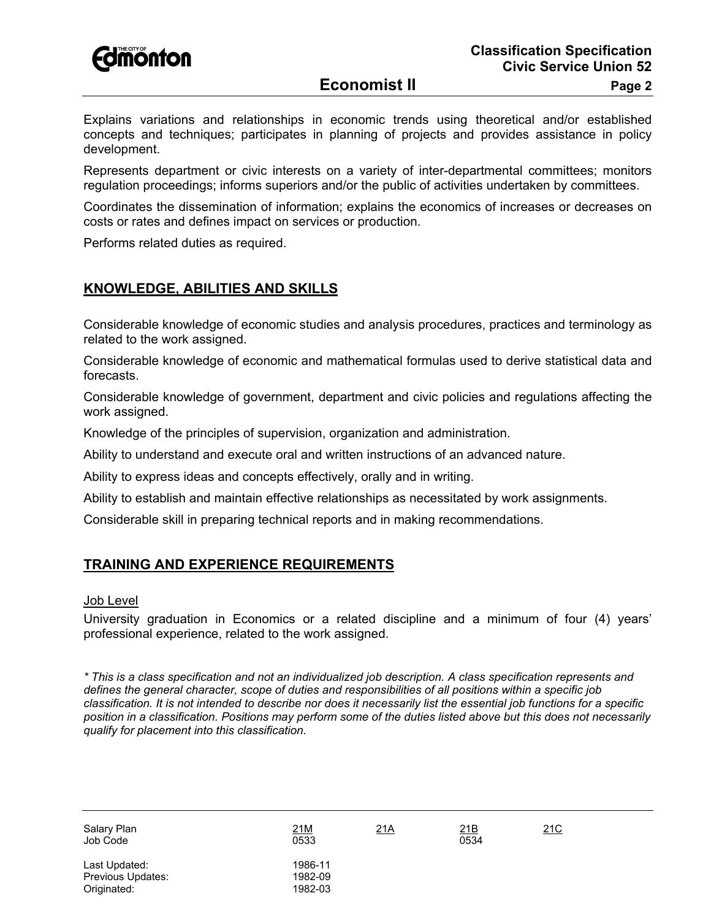Explains variations and relationships in economic trends using theoretical and/or established concepts and techniques; participates in planning of projects and provides assistance in policy development.

Represents department or civic interests on a variety of inter-departmental committees; monitors regulation proceedings; informs superiors and/or the public of activities undertaken by committees.

Coordinates the dissemination of information; explains the economics of increases or decreases on costs or rates and defines impact on services or production.

Performs related duties as required.

## KNOWLEDGE, ABILITIES AND SKILLS

Considerable knowledge of economic studies and analysis procedures, practices and terminology as related to the work assigned.

Considerable knowledge of economic and mathematical formulas used to derive statistical data and forecasts.

Considerable knowledge of government, department and civic policies and regulations affecting the work assigned.

Knowledge of the principles of supervision, organization and administration.

Ability to understand and execute oral and written instructions of an advanced nature.

Ability to express ideas and concepts effectively, orally and in writing.

Ability to establish and maintain effective relationships as necessitated by work assignments.

Considerable skill in preparing technical reports and in making recommendations.

## TRAINING AND EXPERIENCE REQUIREMENTS

Job Level

University graduation in Economics or a related discipline and a minimum of four (4) years' professional experience, related to the work assigned.

*\* This is a class specification and not an individualized job description. A class specification represents and defines the general character, scope of duties and responsibilities of all positions within a specific job classification. It is not intended to describe nor does it necessarily list the essential job functions for a specific position in a classification. Positions may perform some of the duties listed above but this does not necessarily qualify for placement into this classification.*

| | | | | |
|---|---|---|---|---|
| Salary Plan | 21M | 21A | 21B | 21C |
| Job Code | 0533 | | 0534 | |
| Last Updated: | 1986-11 | | | |
| Previous Updates: | 1982-09 | | | |
| Originated: | 1982-03 | | | |